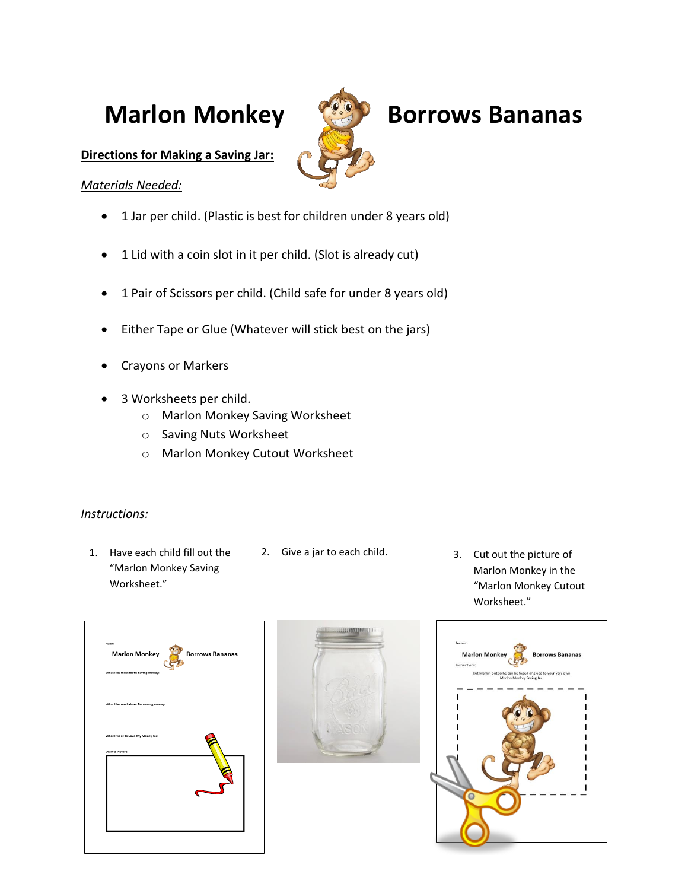# Marlon Monkey Borrows Bananas

**Directions for Making a Saving Jar:**

*Materials Needed:*

- 1 Jar per child. (Plastic is best for children under 8 years old)
- 1 Lid with a coin slot in it per child. (Slot is already cut)
- 1 Pair of Scissors per child. (Child safe for under 8 years old)
- Either Tape or Glue (Whatever will stick best on the jars)
- Crayons or Markers
- 3 Worksheets per child.
  - Marlon Monkey Saving Worksheet
  - Saving Nuts Worksheet
  - Marlon Monkey Cutout Worksheet

*Instructions:*

1. Have each child fill out the "Marlon Monkey Saving Worksheet."
2. Give a jar to each child.
3. Cut out the picture of Marlon Monkey in the "Marlon Monkey Cutout Worksheet."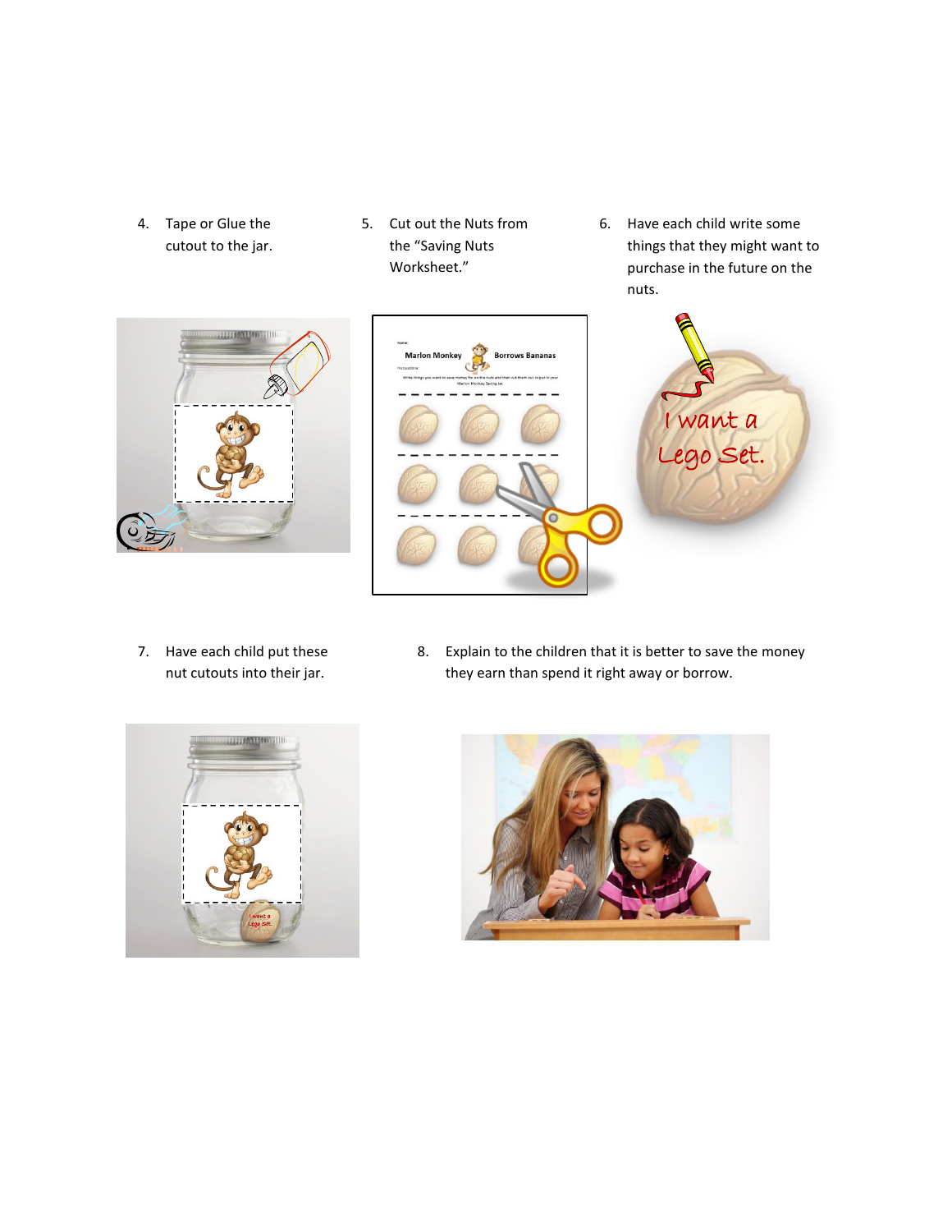4. Tape or Glue the cutout to the jar.

5. Cut out the Nuts from the "Saving Nuts Worksheet."

6. Have each child write some things that they might want to purchase in the future on the nuts.

7. Have each child put these nut cutouts into their jar.

8. Explain to the children that it is better to save the money they earn than spend it right away or borrow.